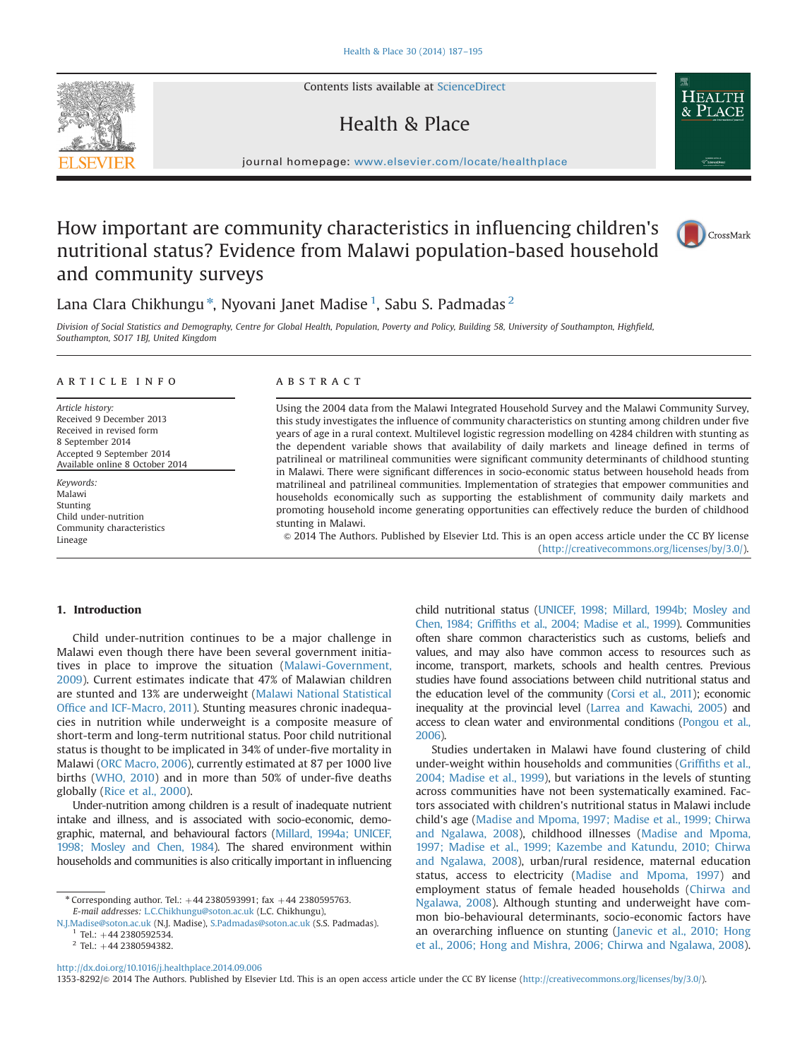Contents lists available at ScienceDirect

# Health & Place

journal homepage: www.elsevier.com/locate/healthplace

# How important are community characteristics in influencing children's nutritional status? Evidence from Malawi population-based household and community surveys

Lana Clara Chikhungu *, Nyovani Janet Madise [1], Sabu S. Padmadas [2]

*Division of Social Statistics and Demography, Centre for Global Health, Population, Poverty and Policy, Building 58, University of Southampton, Highfield, Southampton, SO17 1BJ, United Kingdom*

## ARTICLE INFO

*Article history:*
Received 9 December 2013
Received in revised form
8 September 2014
Accepted 9 September 2014
Available online 8 October 2014

*Keywords:*
Malawi
Stunting
Child under-nutrition
Community characteristics
Lineage

## ABSTRACT

Using the 2004 data from the Malawi Integrated Household Survey and the Malawi Community Survey, this study investigates the influence of community characteristics on stunting among children under five years of age in a rural context. Multilevel logistic regression modelling on 4284 children with stunting as the dependent variable shows that availability of daily markets and lineage defined in terms of patrilineal or matrilineal communities were significant community determinants of childhood stunting in Malawi. There were significant differences in socio-economic status between household heads from matrilineal and patrilineal communities. Implementation of strategies that empower communities and households economically such as supporting the establishment of community daily markets and promoting household income generating opportunities can effectively reduce the burden of childhood stunting in Malawi.

© 2014 The Authors. Published by Elsevier Ltd. This is an open access article under the CC BY license (http://creativecommons.org/licenses/by/3.0/).

## 1. Introduction

Child under-nutrition continues to be a major challenge in Malawi even though there have been several government initiatives in place to improve the situation (Malawi-Government, 2009). Current estimates indicate that 47% of Malawian children are stunted and 13% are underweight (Malawi National Statistical Office and ICF-Macro, 2011). Stunting measures chronic inadequacies in nutrition while underweight is a composite measure of short-term and long-term nutritional status. Poor child nutritional status is thought to be implicated in 34% of under-five mortality in Malawi (ORC Macro, 2006), currently estimated at 87 per 1000 live births (WHO, 2010) and in more than 50% of under-five deaths globally (Rice et al., 2000).

Under-nutrition among children is a result of inadequate nutrient intake and illness, and is associated with socio-economic, demographic, maternal, and behavioural factors (Millard, 1994a; UNICEF, 1998; Mosley and Chen, 1984). The shared environment within households and communities is also critically important in influencing child nutritional status (UNICEF, 1998; Millard, 1994b; Mosley and Chen, 1984; Griffiths et al., 2004; Madise et al., 1999). Communities often share common characteristics such as customs, beliefs and values, and may also have common access to resources such as income, transport, markets, schools and health centres. Previous studies have found associations between child nutritional status and the education level of the community (Corsi et al., 2011); economic inequality at the provincial level (Larrea and Kawachi, 2005) and access to clean water and environmental conditions (Pongou et al., 2006).

Studies undertaken in Malawi have found clustering of child under-weight within households and communities (Griffiths et al., 2004; Madise et al., 1999), but variations in the levels of stunting across communities have not been systematically examined. Factors associated with children's nutritional status in Malawi include child's age (Madise and Mpoma, 1997; Madise et al., 1999; Chirwa and Ngalawa, 2008), childhood illnesses (Madise and Mpoma, 1997; Madise et al., 1999; Kazembe and Katundu, 2010; Chirwa and Ngalawa, 2008), urban/rural residence, maternal education status, access to electricity (Madise and Mpoma, 1997) and employment status of female headed households (Chirwa and Ngalawa, 2008). Although stunting and underweight have common bio-behavioural determinants, socio-economic factors have an overarching influence on stunting (Janevic et al., 2010; Hong et al., 2006; Hong and Mishra, 2006; Chirwa and Ngalawa, 2008).

---

* Corresponding author. Tel.: +44 2380593991; fax +44 2380595763.
*E-mail addresses:* L.C.Chikhungu@soton.ac.uk (L.C. Chikhungu), N.J.Madise@soton.ac.uk (N.J. Madise), S.Padmadas@soton.ac.uk (S.S. Padmadas).
[1] Tel.: +44 2380592534.
[2] Tel.: +44 2380594382.

http://dx.doi.org/10.1016/j.healthplace.2014.09.006
1353-8292/© 2014 The Authors. Published by Elsevier Ltd. This is an open access article under the CC BY license (http://creativecommons.org/licenses/by/3.0/).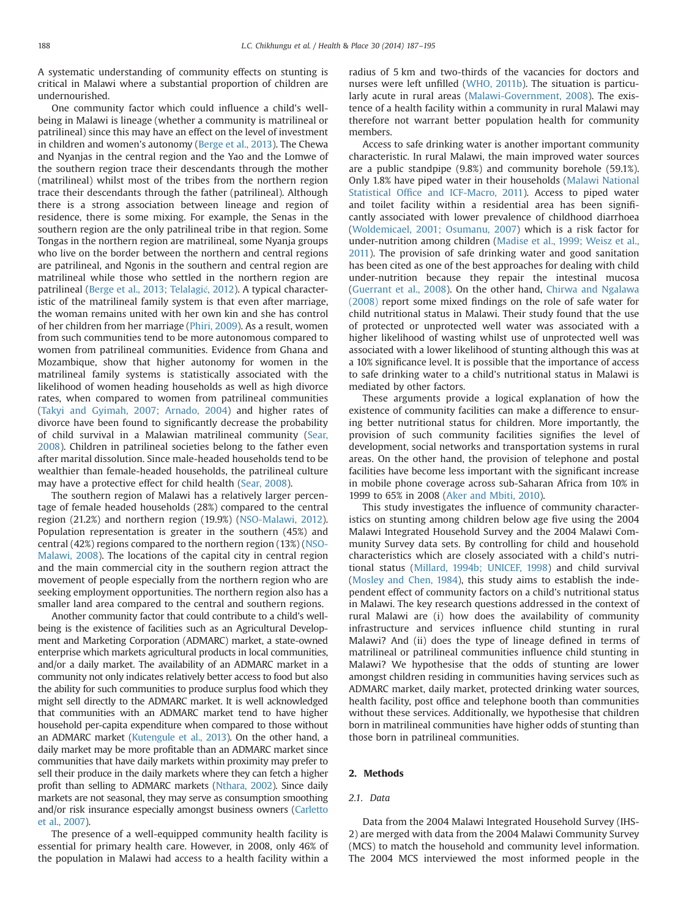A systematic understanding of community effects on stunting is critical in Malawi where a substantial proportion of children are undernourished.

One community factor which could influence a child's well-being in Malawi is lineage (whether a community is matrilineal or patrilineal) since this may have an effect on the level of investment in children and women's autonomy (Berge et al., 2013). The Chewa and Nyanjas in the central region and the Yao and the Lomwe of the southern region trace their descendants through the mother (matrilineal) whilst most of the tribes from the northern region trace their descendants through the father (patrilineal). Although there is a strong association between lineage and region of residence, there is some mixing. For example, the Senas in the southern region are the only patrilineal tribe in that region. Some Tongas in the northern region are matrilineal, some Nyanja groups who live on the border between the northern and central regions are patrilineal, and Ngonis in the southern and central region are matrilineal while those who settled in the northern region are patrilineal (Berge et al., 2013; Telalagić, 2012). A typical characteristic of the matrilineal family system is that even after marriage, the woman remains united with her own kin and she has control of her children from her marriage (Phiri, 2009). As a result, women from such communities tend to be more autonomous compared to women from patrilineal communities. Evidence from Ghana and Mozambique, show that higher autonomy for women in the matrilineal family systems is statistically associated with the likelihood of women heading households as well as high divorce rates, when compared to women from patrilineal communities (Takyi and Gyimah, 2007; Arnado, 2004) and higher rates of divorce have been found to significantly decrease the probability of child survival in a Malawian matrilineal community (Sear, 2008). Children in patrilineal societies belong to the father even after marital dissolution. Since male-headed households tend to be wealthier than female-headed households, the patrilineal culture may have a protective effect for child health (Sear, 2008).

The southern region of Malawi has a relatively larger percentage of female headed households (28%) compared to the central region (21.2%) and northern region (19.9%) (NSO-Malawi, 2012). Population representation is greater in the southern (45%) and central (42%) regions compared to the northern region (13%) (NSO-Malawi, 2008). The locations of the capital city in central region and the main commercial city in the southern region attract the movement of people especially from the northern region who are seeking employment opportunities. The northern region also has a smaller land area compared to the central and southern regions.

Another community factor that could contribute to a child's well-being is the existence of facilities such as an Agricultural Development and Marketing Corporation (ADMARC) market, a state-owned enterprise which markets agricultural products in local communities, and/or a daily market. The availability of an ADMARC market in a community not only indicates relatively better access to food but also the ability for such communities to produce surplus food which they might sell directly to the ADMARC market. It is well acknowledged that communities with an ADMARC market tend to have higher household per-capita expenditure when compared to those without an ADMARC market (Kutengule et al., 2013). On the other hand, a daily market may be more profitable than an ADMARC market since communities that have daily markets within proximity may prefer to sell their produce in the daily markets where they can fetch a higher profit than selling to ADMARC markets (Nthara, 2002). Since daily markets are not seasonal, they may serve as consumption smoothing and/or risk insurance especially amongst business owners (Carletto et al., 2007).

The presence of a well-equipped community health facility is essential for primary health care. However, in 2008, only 46% of the population in Malawi had access to a health facility within a radius of 5 km and two-thirds of the vacancies for doctors and nurses were left unfilled (WHO, 2011b). The situation is particularly acute in rural areas (Malawi-Government, 2008). The existence of a health facility within a community in rural Malawi may therefore not warrant better population health for community members.

Access to safe drinking water is another important community characteristic. In rural Malawi, the main improved water sources are a public standpipe (9.8%) and community borehole (59.1%). Only 1.8% have piped water in their households (Malawi National Statistical Office and ICF-Macro, 2011). Access to piped water and toilet facility within a residential area has been significantly associated with lower prevalence of childhood diarrhoea (Woldemicael, 2001; Osumanu, 2007) which is a risk factor for under-nutrition among children (Madise et al., 1999; Weisz et al., 2011). The provision of safe drinking water and good sanitation has been cited as one of the best approaches for dealing with child under-nutrition because they repair the intestinal mucosa (Guerrant et al., 2008). On the other hand, Chirwa and Ngalawa (2008) report some mixed findings on the role of safe water for child nutritional status in Malawi. Their study found that the use of protected or unprotected well water was associated with a higher likelihood of wasting whilst use of unprotected well was associated with a lower likelihood of stunting although this was at a 10% significance level. It is possible that the importance of access to safe drinking water to a child's nutritional status in Malawi is mediated by other factors.

These arguments provide a logical explanation of how the existence of community facilities can make a difference to ensuring better nutritional status for children. More importantly, the provision of such community facilities signifies the level of development, social networks and transportation systems in rural areas. On the other hand, the provision of telephone and postal facilities have become less important with the significant increase in mobile phone coverage across sub-Saharan Africa from 10% in 1999 to 65% in 2008 (Aker and Mbiti, 2010).

This study investigates the influence of community characteristics on stunting among children below age five using the 2004 Malawi Integrated Household Survey and the 2004 Malawi Community Survey data sets. By controlling for child and household characteristics which are closely associated with a child's nutritional status (Millard, 1994b; UNICEF, 1998) and child survival (Mosley and Chen, 1984), this study aims to establish the independent effect of community factors on a child's nutritional status in Malawi. The key research questions addressed in the context of rural Malawi are (i) how does the availability of community infrastructure and services influence child stunting in rural Malawi? And (ii) does the type of lineage defined in terms of matrilineal or patrilineal communities influence child stunting in Malawi? We hypothesise that the odds of stunting are lower amongst children residing in communities having services such as ADMARC market, daily market, protected drinking water sources, health facility, post office and telephone booth than communities without these services. Additionally, we hypothesise that children born in matrilineal communities have higher odds of stunting than those born in patrilineal communities.

## 2. Methods

### 2.1. Data

Data from the 2004 Malawi Integrated Household Survey (IHS-2) are merged with data from the 2004 Malawi Community Survey (MCS) to match the household and community level information. The 2004 MCS interviewed the most informed people in the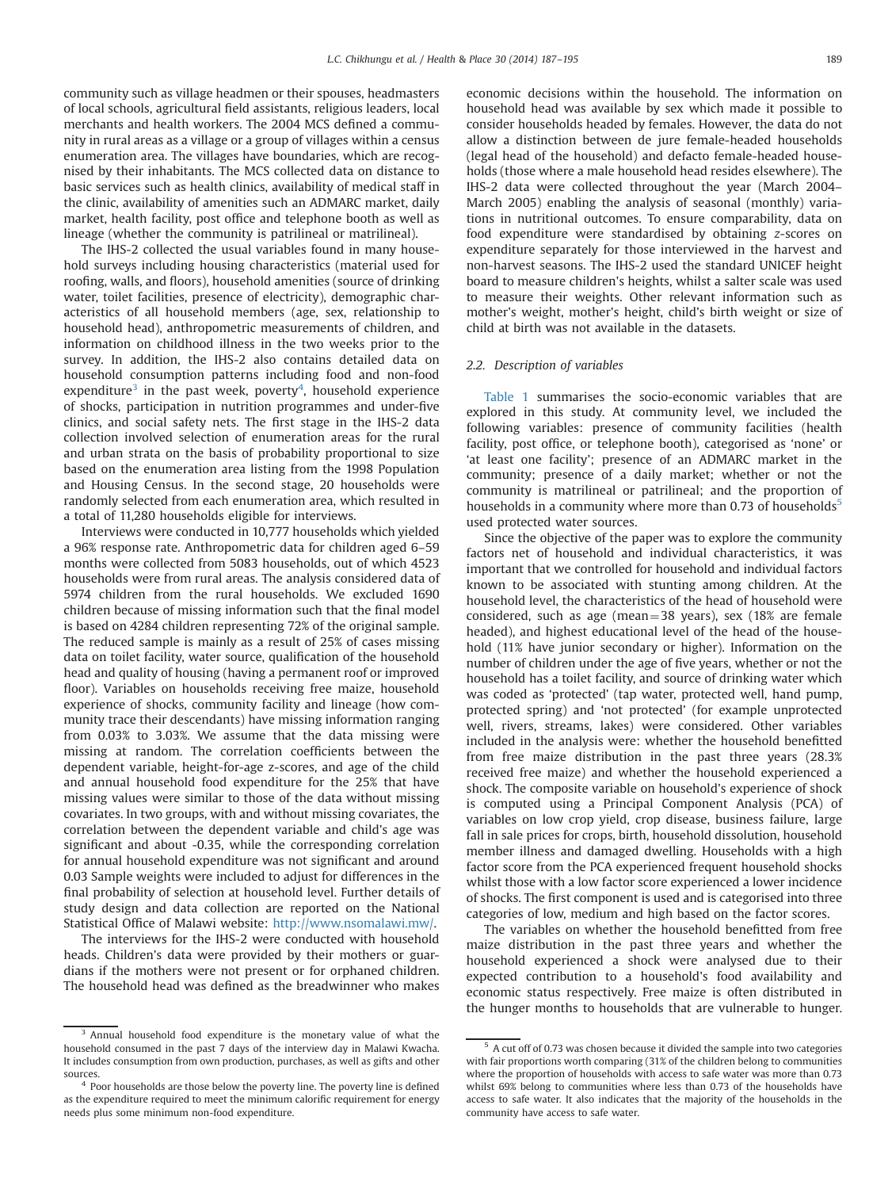community such as village headmen or their spouses, headmasters of local schools, agricultural field assistants, religious leaders, local merchants and health workers. The 2004 MCS defined a community in rural areas as a village or a group of villages within a census enumeration area. The villages have boundaries, which are recognised by their inhabitants. The MCS collected data on distance to basic services such as health clinics, availability of medical staff in the clinic, availability of amenities such an ADMARC market, daily market, health facility, post office and telephone booth as well as lineage (whether the community is patrilineal or matrilineal).

The IHS-2 collected the usual variables found in many household surveys including housing characteristics (material used for roofing, walls, and floors), household amenities (source of drinking water, toilet facilities, presence of electricity), demographic characteristics of all household members (age, sex, relationship to household head), anthropometric measurements of children, and information on childhood illness in the two weeks prior to the survey. In addition, the IHS-2 also contains detailed data on household consumption patterns including food and non-food expenditure[3] in the past week, poverty[4], household experience of shocks, participation in nutrition programmes and under-five clinics, and social safety nets. The first stage in the IHS-2 data collection involved selection of enumeration areas for the rural and urban strata on the basis of probability proportional to size based on the enumeration area listing from the 1998 Population and Housing Census. In the second stage, 20 households were randomly selected from each enumeration area, which resulted in a total of 11,280 households eligible for interviews.

Interviews were conducted in 10,777 households which yielded a 96% response rate. Anthropometric data for children aged 6–59 months were collected from 5083 households, out of which 4523 households were from rural areas. The analysis considered data of 5974 children from the rural households. We excluded 1690 children because of missing information such that the final model is based on 4284 children representing 72% of the original sample. The reduced sample is mainly as a result of 25% of cases missing data on toilet facility, water source, qualification of the household head and quality of housing (having a permanent roof or improved floor). Variables on households receiving free maize, household experience of shocks, community facility and lineage (how community trace their descendants) have missing information ranging from 0.03% to 3.03%. We assume that the data missing were missing at random. The correlation coefficients between the dependent variable, height-for-age z-scores, and age of the child and annual household food expenditure for the 25% that have missing values were similar to those of the data without missing covariates. In two groups, with and without missing covariates, the correlation between the dependent variable and child's age was significant and about -0.35, while the corresponding correlation for annual household expenditure was not significant and around 0.03 Sample weights were included to adjust for differences in the final probability of selection at household level. Further details of study design and data collection are reported on the National Statistical Office of Malawi website: http://www.nsomalawi.mw/.

The interviews for the IHS-2 were conducted with household heads. Children's data were provided by their mothers or guardians if the mothers were not present or for orphaned children. The household head was defined as the breadwinner who makes economic decisions within the household. The information on household head was available by sex which made it possible to consider households headed by females. However, the data do not allow a distinction between de jure female-headed households (legal head of the household) and defacto female-headed households (those where a male household head resides elsewhere). The IHS-2 data were collected throughout the year (March 2004–March 2005) enabling the analysis of seasonal (monthly) variations in nutritional outcomes. To ensure comparability, data on food expenditure were standardised by obtaining *z*-scores on expenditure separately for those interviewed in the harvest and non-harvest seasons. The IHS-2 used the standard UNICEF height board to measure children's heights, whilst a salter scale was used to measure their weights. Other relevant information such as mother's weight, mother's height, child's birth weight or size of child at birth was not available in the datasets.

### 2.2. Description of variables

Table 1 summarises the socio-economic variables that are explored in this study. At community level, we included the following variables: presence of community facilities (health facility, post office, or telephone booth), categorised as 'none' or 'at least one facility'; presence of an ADMARC market in the community; presence of a daily market; whether or not the community is matrilineal or patrilineal; and the proportion of households in a community where more than 0.73 of households[5] used protected water sources.

Since the objective of the paper was to explore the community factors net of household and individual characteristics, it was important that we controlled for household and individual factors known to be associated with stunting among children. At the household level, the characteristics of the head of household were considered, such as age (mean = 38 years), sex (18% are female headed), and highest educational level of the head of the household (11% have junior secondary or higher). Information on the number of children under the age of five years, whether or not the household has a toilet facility, and source of drinking water which was coded as 'protected' (tap water, protected well, hand pump, protected spring) and 'not protected' (for example unprotected well, rivers, streams, lakes) were considered. Other variables included in the analysis were: whether the household benefitted from free maize distribution in the past three years (28.3% received free maize) and whether the household experienced a shock. The composite variable on household's experience of shock is computed using a Principal Component Analysis (PCA) of variables on low crop yield, crop disease, business failure, large fall in sale prices for crops, birth, household dissolution, household member illness and damaged dwelling. Households with a high factor score from the PCA experienced frequent household shocks whilst those with a low factor score experienced a lower incidence of shocks. The first component is used and is categorised into three categories of low, medium and high based on the factor scores.

The variables on whether the household benefitted from free maize distribution in the past three years and whether the household experienced a shock were analysed due to their expected contribution to a household's food availability and economic status respectively. Free maize is often distributed in the hunger months to households that are vulnerable to hunger.

[3] Annual household food expenditure is the monetary value of what the household consumed in the past 7 days of the interview day in Malawi Kwacha. It includes consumption from own production, purchases, as well as gifts and other sources.

[4] Poor households are those below the poverty line. The poverty line is defined as the expenditure required to meet the minimum calorific requirement for energy needs plus some minimum non-food expenditure.

[5] A cut off of 0.73 was chosen because it divided the sample into two categories with fair proportions worth comparing (31% of the children belong to communities where the proportion of households with access to safe water was more than 0.73 whilst 69% belong to communities where less than 0.73 of the households have access to safe water. It also indicates that the majority of the households in the community have access to safe water.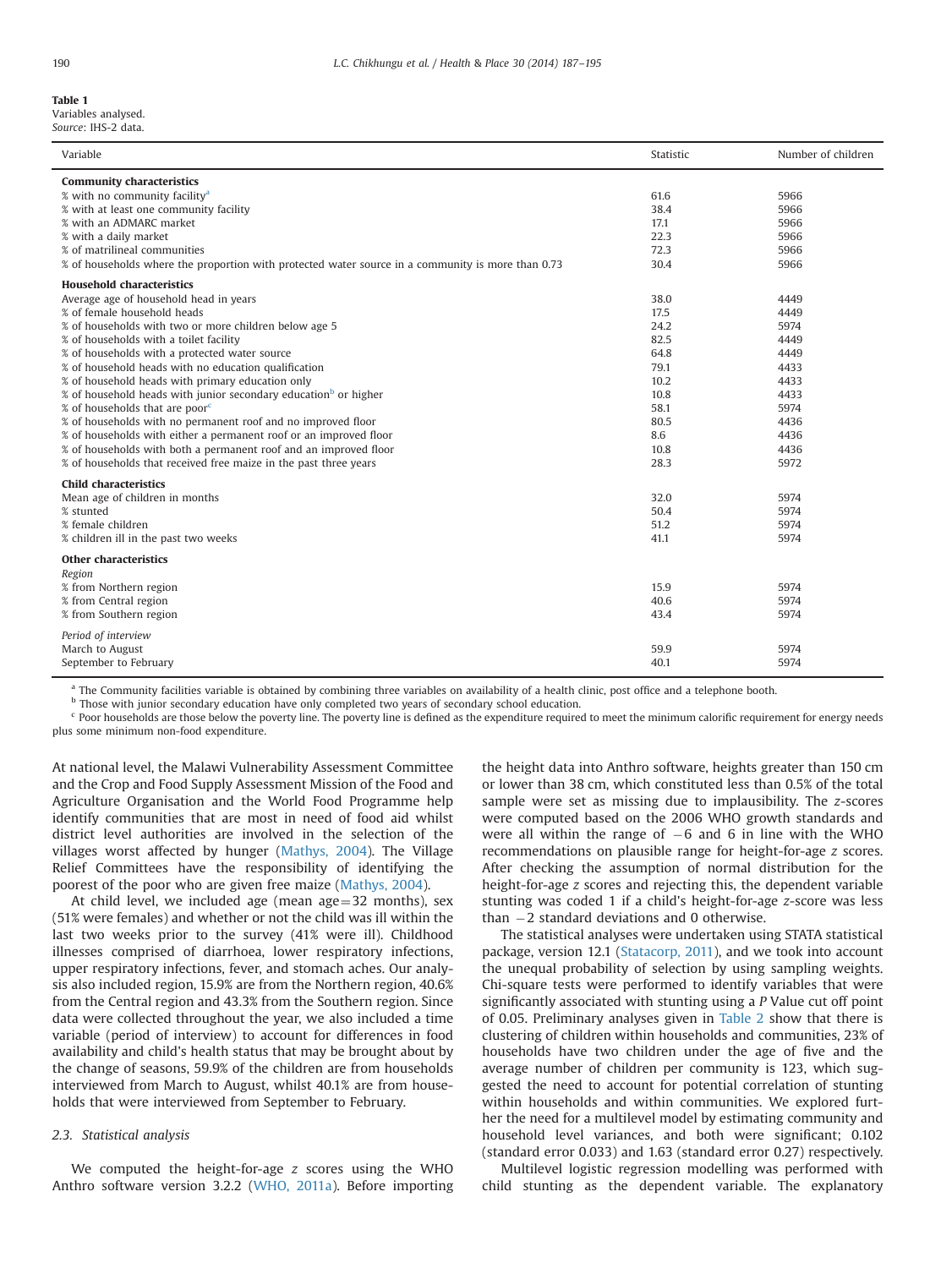**Table 1**
Variables analysed.
*Source*: IHS-2 data.

| Variable | Statistic | Number of children |
|---|---|---|
| **Community characteristics** | | |
| % with no community facility[a] | 61.6 | 5966 |
| % with at least one community facility | 38.4 | 5966 |
| % with an ADMARC market | 17.1 | 5966 |
| % with a daily market | 22.3 | 5966 |
| % of matrilineal communities | 72.3 | 5966 |
| % of households where the proportion with protected water source in a community is more than 0.73 | 30.4 | 5966 |
| **Household characteristics** | | |
| Average age of household head in years | 38.0 | 4449 |
| % of female household heads | 17.5 | 4449 |
| % of households with two or more children below age 5 | 24.2 | 5974 |
| % of households with a toilet facility | 82.5 | 4449 |
| % of households with a protected water source | 64.8 | 4449 |
| % of household heads with no education qualification | 79.1 | 4433 |
| % of household heads with primary education only | 10.2 | 4433 |
| % of household heads with junior secondary education[b] or higher | 10.8 | 4433 |
| % of households that are poor[c] | 58.1 | 5974 |
| % of households with no permanent roof and no improved floor | 80.5 | 4436 |
| % of households with either a permanent roof or an improved floor | 8.6 | 4436 |
| % of households with both a permanent roof and an improved floor | 10.8 | 4436 |
| % of households that received free maize in the past three years | 28.3 | 5972 |
| **Child characteristics** | | |
| Mean age of children in months | 32.0 | 5974 |
| % stunted | 50.4 | 5974 |
| % female children | 51.2 | 5974 |
| % children ill in the past two weeks | 41.1 | 5974 |
| **Other characteristics** | | |
| *Region* | | |
| % from Northern region | 15.9 | 5974 |
| % from Central region | 40.6 | 5974 |
| % from Southern region | 43.4 | 5974 |
| *Period of interview* | | |
| March to August | 59.9 | 5974 |
| September to February | 40.1 | 5974 |

[a] The Community facilities variable is obtained by combining three variables on availability of a health clinic, post office and a telephone booth.

[b] Those with junior secondary education have only completed two years of secondary school education.

[c] Poor households are those below the poverty line. The poverty line is defined as the expenditure required to meet the minimum calorific requirement for energy needs plus some minimum non-food expenditure.

At national level, the Malawi Vulnerability Assessment Committee and the Crop and Food Supply Assessment Mission of the Food and Agriculture Organisation and the World Food Programme help identify communities that are most in need of food aid whilst district level authorities are involved in the selection of the villages worst affected by hunger (Mathys, 2004). The Village Relief Committees have the responsibility of identifying the poorest of the poor who are given free maize (Mathys, 2004).

At child level, we included age (mean age = 32 months), sex (51% were females) and whether or not the child was ill within the last two weeks prior to the survey (41% were ill). Childhood illnesses comprised of diarrhoea, lower respiratory infections, upper respiratory infections, fever, and stomach aches. Our analysis also included region, 15.9% are from the Northern region, 40.6% from the Central region and 43.3% from the Southern region. Since data were collected throughout the year, we also included a time variable (period of interview) to account for differences in food availability and child's health status that may be brought about by the change of seasons, 59.9% of the children are from households interviewed from March to August, whilst 40.1% are from households that were interviewed from September to February.

### 2.3. Statistical analysis

We computed the height-for-age *z* scores using the WHO Anthro software version 3.2.2 (WHO, 2011a). Before importing the height data into Anthro software, heights greater than 150 cm or lower than 38 cm, which constituted less than 0.5% of the total sample were set as missing due to implausibility. The *z*-scores were computed based on the 2006 WHO growth standards and were all within the range of $-6$ and 6 in line with the WHO recommendations on plausible range for height-for-age *z* scores. After checking the assumption of normal distribution for the height-for-age *z* scores and rejecting this, the dependent variable stunting was coded 1 if a child's height-for-age *z*-score was less than $-2$ standard deviations and 0 otherwise.

The statistical analyses were undertaken using STATA statistical package, version 12.1 (Statacorp, 2011), and we took into account the unequal probability of selection by using sampling weights. Chi-square tests were performed to identify variables that were significantly associated with stunting using a *P* Value cut off point of 0.05. Preliminary analyses given in Table 2 show that there is clustering of children within households and communities, 23% of households have two children under the age of five and the average number of children per community is 123, which suggested the need to account for potential correlation of stunting within households and within communities. We explored further the need for a multilevel model by estimating community and household level variances, and both were significant; 0.102 (standard error 0.033) and 1.63 (standard error 0.27) respectively.

Multilevel logistic regression modelling was performed with child stunting as the dependent variable. The explanatory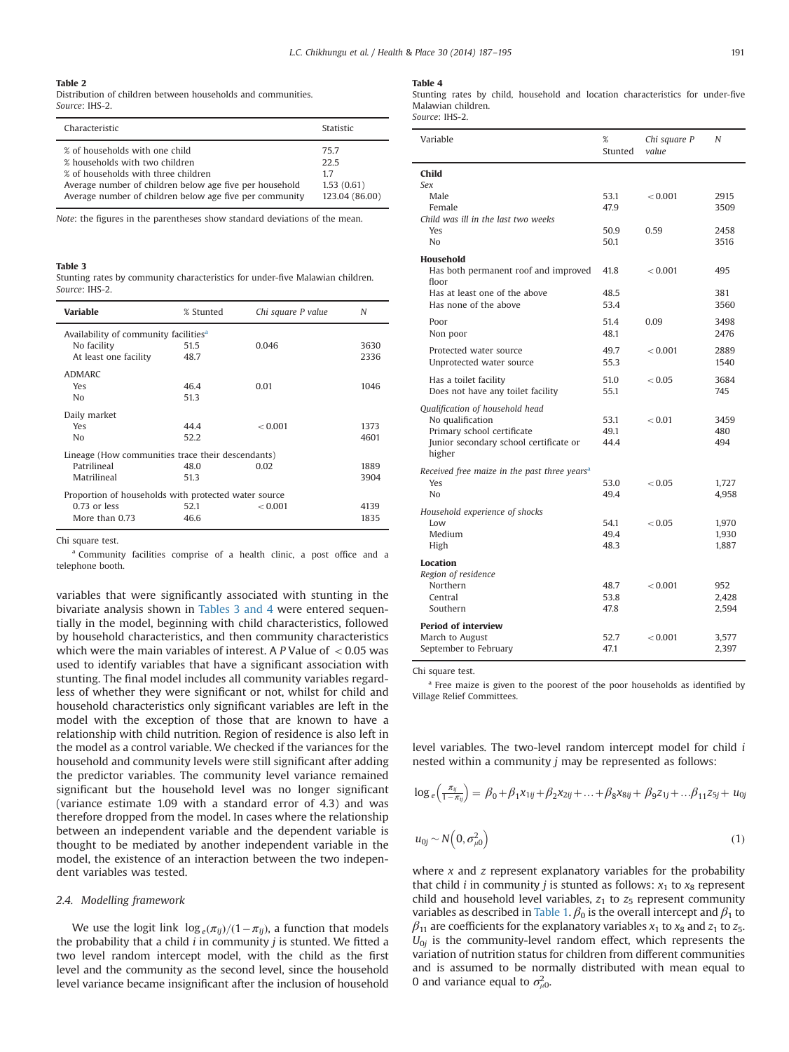**Table 2**
Distribution of children between households and communities.
*Source*: IHS-2.

| Characteristic | Statistic |
|---|---|
| % of households with one child | 75.7 |
| % households with two children | 22.5 |
| % of households with three children | 1.7 |
| Average number of children below age five per household | 1.53 (0.61) |
| Average number of children below age five per community | 123.04 (86.00) |

*Note*: the figures in the parentheses show standard deviations of the mean.

**Table 3**
Stunting rates by community characteristics for under-five Malawian children.
*Source*: IHS-2.

| **Variable** | % Stunted | *Chi square P value* | *N* |
|---|---|---|---|
| Availability of community facilities[a] | | | |
| No facility | 51.5 | 0.046 | 3630 |
| At least one facility | 48.7 | | 2336 |
| ADMARC | | | |
| Yes | 46.4 | 0.01 | 1046 |
| No | 51.3 | | |
| Daily market | | | |
| Yes | 44.4 | < 0.001 | 1373 |
| No | 52.2 | | 4601 |
| Lineage (How communities trace their descendants) | | | |
| Patrilineal | 48.0 | 0.02 | 1889 |
| Matrilineal | 51.3 | | 3904 |
| Proportion of households with protected water source | | | |
| 0.73 or less | 52.1 | < 0.001 | 4139 |
| More than 0.73 | 46.6 | | 1835 |

Chi square test.

[a] Community facilities comprise of a health clinic, a post office and a telephone booth.

variables that were significantly associated with stunting in the bivariate analysis shown in Tables 3 and 4 were entered sequentially in the model, beginning with child characteristics, followed by household characteristics, and then community characteristics which were the main variables of interest. A *P* Value of < 0.05 was used to identify variables that have a significant association with stunting. The final model includes all community variables regardless of whether they were significant or not, whilst for child and household characteristics only significant variables are left in the model with the exception of those that are known to have a relationship with child nutrition. Region of residence is also left in the model as a control variable. We checked if the variances for the household and community levels were still significant after adding the predictor variables. The community level variance remained significant but the household level was no longer significant (variance estimate 1.09 with a standard error of 4.3) and was therefore dropped from the model. In cases where the relationship between an independent variable and the dependent variable is thought to be mediated by another independent variable in the model, the existence of an interaction between the two independent variables was tested.

### 2.4. Modelling framework

We use the logit link $\log_e(\pi_{ij})/(1-\pi_{ij})$, a function that models the probability that a child $i$ in community $j$ is stunted. We fitted a two level random intercept model, with the child as the first level and the community as the second level, since the household level variance became insignificant after the inclusion of household

**Table 4**
Stunting rates by child, household and location characteristics for under-five Malawian children.
*Source*: IHS-2.

| Variable | % Stunted | *Chi square P value* | *N* |
|---|---|---|---|
| **Child** | | | |
| *Sex* | | | |
| Male | 53.1 | < 0.001 | 2915 |
| Female | 47.9 | | 3509 |
| *Child was ill in the last two weeks* | | | |
| Yes | 50.9 | 0.59 | 2458 |
| No | 50.1 | | 3516 |
| **Household** | | | |
| Has both permanent roof and improved floor | 41.8 | < 0.001 | 495 |
| Has at least one of the above | 48.5 | | 381 |
| Has none of the above | 53.4 | | 3560 |
| Poor | 51.4 | 0.09 | 3498 |
| Non poor | 48.1 | | 2476 |
| Protected water source | 49.7 | < 0.001 | 2889 |
| Unprotected water source | 55.3 | | 1540 |
| Has a toilet facility | 51.0 | < 0.05 | 3684 |
| Does not have any toilet facility | 55.1 | | 745 |
| *Qualification of household head* | | | |
| No qualification | 53.1 | < 0.01 | 3459 |
| Primary school certificate | 49.1 | | 480 |
| Junior secondary school certificate or higher | 44.4 | | 494 |
| *Received free maize in the past three years*[a] | | | |
| Yes | 53.0 | < 0.05 | 1,727 |
| No | 49.4 | | 4,958 |
| *Household experience of shocks* | | | |
| Low | 54.1 | < 0.05 | 1,970 |
| Medium | 49.4 | | 1,930 |
| High | 48.3 | | 1,887 |
| **Location** | | | |
| *Region of residence* | | | |
| Northern | 48.7 | < 0.001 | 952 |
| Central | 53.8 | | 2,428 |
| Southern | 47.8 | | 2,594 |
| **Period of interview** | | | |
| March to August | 52.7 | < 0.001 | 3,577 |
| September to February | 47.1 | | 2,397 |

Chi square test.

[a] Free maize is given to the poorest of the poor households as identified by Village Relief Committees.

level variables. The two-level random intercept model for child $i$ nested within a community $j$ may be represented as follows:

$$\log_e\left(\frac{\pi_{ij}}{1-\pi_{ij}}\right) = \beta_0 + \beta_1 x_{1ij} + \beta_2 x_{2ij} + \ldots + \beta_8 x_{8ij} + \beta_9 z_{1j} + \ldots \beta_{11} z_{5j} + u_{0j}$$

$$u_{0j} \sim N\left(0, \sigma_{\mu 0}^2\right) \tag{1}$$

where $x$ and $z$ represent explanatory variables for the probability that child $i$ in community $j$ is stunted as follows: $x_1$ to $x_8$ represent child and household level variables, $z_1$ to $z_5$ represent community variables as described in Table 1. $\beta_0$ is the overall intercept and $\beta_1$ to $\beta_{11}$ are coefficients for the explanatory variables $x_1$ to $x_8$ and $z_1$ to $z_5$. $U_{0j}$ is the community-level random effect, which represents the variation of nutrition status for children from different communities and is assumed to be normally distributed with mean equal to 0 and variance equal to $\sigma_{\mu 0}^2$.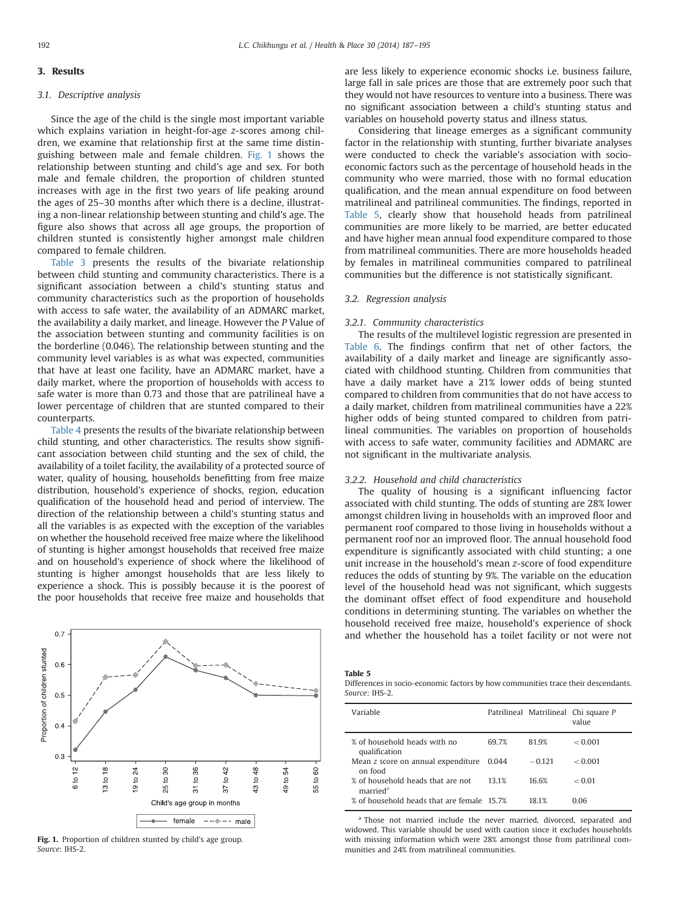## 3. Results

### 3.1. Descriptive analysis

Since the age of the child is the single most important variable which explains variation in height-for-age *z*-scores among children, we examine that relationship first at the same time distinguishing between male and female children. Fig. 1 shows the relationship between stunting and child's age and sex. For both male and female children, the proportion of children stunted increases with age in the first two years of life peaking around the ages of 25–30 months after which there is a decline, illustrating a non-linear relationship between stunting and child's age. The figure also shows that across all age groups, the proportion of children stunted is consistently higher amongst male children compared to female children.

Table 3 presents the results of the bivariate relationship between child stunting and community characteristics. There is a significant association between a child's stunting status and community characteristics such as the proportion of households with access to safe water, the availability of an ADMARC market, the availability a daily market, and lineage. However the *P* Value of the association between stunting and community facilities is on the borderline (0.046). The relationship between stunting and the community level variables is as what was expected, communities that have at least one facility, have an ADMARC market, have a daily market, where the proportion of households with access to safe water is more than 0.73 and those that are patrilineal have a lower percentage of children that are stunted compared to their counterparts.

Table 4 presents the results of the bivariate relationship between child stunting, and other characteristics. The results show significant association between child stunting and the sex of child, the availability of a toilet facility, the availability of a protected source of water, quality of housing, households benefitting from free maize distribution, household's experience of shocks, region, education qualification of the household head and period of interview. The direction of the relationship between a child's stunting status and all the variables is as expected with the exception of the variables on whether the household received free maize where the likelihood of stunting is higher amongst households that received free maize and on household's experience of shock where the likelihood of stunting is higher amongst households that are less likely to experience a shock. This is possibly because it is the poorest of the poor households that receive free maize and households that are less likely to experience economic shocks i.e. business failure, large fall in sale prices are those that are extremely poor such that they would not have resources to venture into a business. There was no significant association between a child's stunting status and variables on household poverty status and illness status.

Considering that lineage emerges as a significant community factor in the relationship with stunting, further bivariate analyses were conducted to check the variable's association with socio-economic factors such as the percentage of household heads in the community who were married, those with no formal education qualification, and the mean annual expenditure on food between matrilineal and patrilineal communities. The findings, reported in Table 5, clearly show that household heads from patrilineal communities are more likely to be married, are better educated and have higher mean annual food expenditure compared to those from matrilineal communities. There are more households headed by females in matrilineal communities compared to patrilineal communities but the difference is not statistically significant.

Fig. 1. Proportion of children stunted by child's age group.
*Source*: IHS-2.

### 3.2. Regression analysis

#### 3.2.1. Community characteristics

The results of the multilevel logistic regression are presented in Table 6. The findings confirm that net of other factors, the availability of a daily market and lineage are significantly associated with childhood stunting. Children from communities that have a daily market have a 21% lower odds of being stunted compared to children from communities that do not have access to a daily market, children from matrilineal communities have a 22% higher odds of being stunted compared to children from patrilineal communities. The variables on proportion of households with access to safe water, community facilities and ADMARC are not significant in the multivariate analysis.

#### 3.2.2. Household and child characteristics

The quality of housing is a significant influencing factor associated with child stunting. The odds of stunting are 28% lower amongst children living in households with an improved floor and permanent roof compared to those living in households without a permanent roof nor an improved floor. The annual household food expenditure is significantly associated with child stunting; a one unit increase in the household's mean *z*-score of food expenditure reduces the odds of stunting by 9%. The variable on the education level of the household head was not significant, which suggests the dominant offset effect of food expenditure and household conditions in determining stunting. The variables on whether the household received free maize, household's experience of shock and whether the household has a toilet facility or not were not

**Table 5**
Differences in socio-economic factors by how communities trace their descendants.
*Source*: IHS-2.

| Variable | Patrilineal | Matrilineal | Chi square *P* value |
|---|---|---|---|
| % of household heads with no qualification | 69.7% | 81.9% | < 0.001 |
| Mean *z* score on annual expenditure on food | 0.044 | −0.121 | < 0.001 |
| % of household heads that are not married[a] | 13.1% | 16.6% | < 0.01 |
| % of household heads that are female | 15.7% | 18.1% | 0.06 |

[a] Those not married include the never married, divorced, separated and widowed. This variable should be used with caution since it excludes households with missing information which were 28% amongst those from patrilineal communities and 24% from matrilineal communities.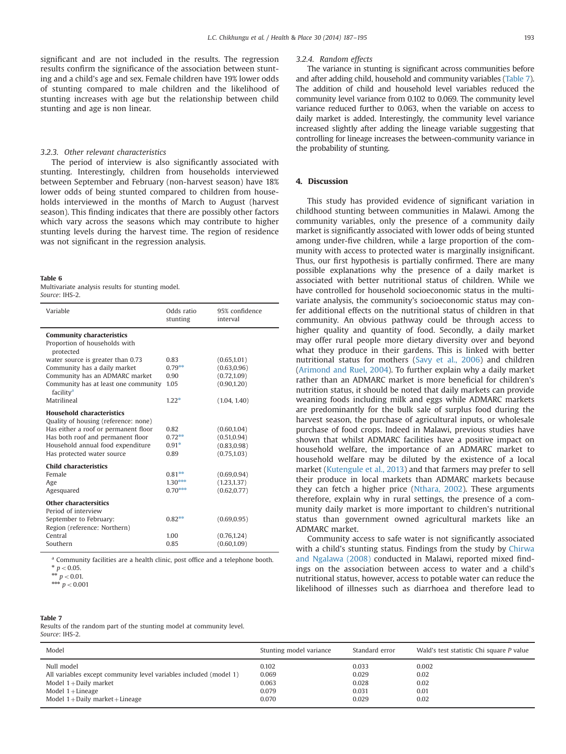significant and are not included in the results. The regression results confirm the significance of the association between stunting and a child's age and sex. Female children have 19% lower odds of stunting compared to male children and the likelihood of stunting increases with age but the relationship between child stunting and age is non linear.

### 3.2.3. Other relevant characteristics

The period of interview is also significantly associated with stunting. Interestingly, children from households interviewed between September and February (non-harvest season) have 18% lower odds of being stunted compared to children from households interviewed in the months of March to August (harvest season). This finding indicates that there are possibly other factors which vary across the seasons which may contribute to higher stunting levels during the harvest time. The region of residence was not significant in the regression analysis.

**Table 6**
Multivariate analysis results for stunting model.
*Source*: IHS-2.

| Variable | Odds ratio stunting | 95% confidence interval |
|---|---|---|
| **Community characteristics** | | |
| Proportion of households with protected water source is greater than 0.73 | 0.83 | (0.65,1.01) |
| Community has a daily market | 0.79** | (0.63,0.96) |
| Community has an ADMARC market | 0.90 | (0.72,1.09) |
| Community has at least one community facility[a] | 1.05 | (0.90,1.20) |
| Matrilineal | 1.22* | (1.04, 1.40) |
| **Household characteristics** | | |
| Quality of housing (reference: none) | | |
| Has either a roof or permanent floor | 0.82 | (0.60,1.04) |
| Has both roof and permanent floor | 0.72** | (0.51,0.94) |
| Household annual food expenditure | 0.91* | (0.83,0.98) |
| Has protected water source | 0.89 | (0.75,1.03) |
| **Child characteristics** | | |
| Female | 0.81** | (0.69,0.94) |
| Age | 1.30*** | (1.23,1.37) |
| Agesquared | 0.70*** | (0.62,0.77) |
| **Other charactersitics** | | |
| Period of interview | | |
| September to February: | 0.82** | (0.69,0.95) |
| Region (reference: Northern) | | |
| Central | 1.00 | (0.76,1.24) |
| Southern | 0.85 | (0.60,1.09) |

[a] Community facilities are a health clinic, post office and a telephone booth.
* $p < 0.05$.
** $p < 0.01$.
*** $p < 0.001$

### 3.2.4. Random effects

The variance in stunting is significant across communities before and after adding child, household and community variables (Table 7). The addition of child and household level variables reduced the community level variance from 0.102 to 0.069. The community level variance reduced further to 0.063, when the variable on access to daily market is added. Interestingly, the community level variance increased slightly after adding the lineage variable suggesting that controlling for lineage increases the between-community variance in the probability of stunting.

## 4. Discussion

This study has provided evidence of significant variation in childhood stunting between communities in Malawi. Among the community variables, only the presence of a community daily market is significantly associated with lower odds of being stunted among under-five children, while a large proportion of the community with access to protected water is marginally insignificant. Thus, our first hypothesis is partially confirmed. There are many possible explanations why the presence of a daily market is associated with better nutritional status of children. While we have controlled for household socioeconomic status in the multivariate analysis, the community's socioeconomic status may confer additional effects on the nutritional status of children in that community. An obvious pathway could be through access to higher quality and quantity of food. Secondly, a daily market may offer rural people more dietary diversity over and beyond what they produce in their gardens. This is linked with better nutritional status for mothers (Savy et al., 2006) and children (Arimond and Ruel, 2004). To further explain why a daily market rather than an ADMARC market is more beneficial for children's nutrition status, it should be noted that daily markets can provide weaning foods including milk and eggs while ADMARC markets are predominantly for the bulk sale of surplus food during the harvest season, the purchase of agricultural inputs, or wholesale purchase of food crops. Indeed in Malawi, previous studies have shown that whilst ADMARC facilities have a positive impact on household welfare, the importance of an ADMARC market to household welfare may be diluted by the existence of a local market (Kutengule et al., 2013) and that farmers may prefer to sell their produce in local markets than ADMARC markets because they can fetch a higher price (Nthara, 2002). These arguments therefore, explain why in rural settings, the presence of a community daily market is more important to children's nutritional status than government owned agricultural markets like an ADMARC market.

Community access to safe water is not significantly associated with a child's stunting status. Findings from the study by Chirwa and Ngalawa (2008) conducted in Malawi, reported mixed findings on the association between access to water and a child's nutritional status, however, access to potable water can reduce the likelihood of illnesses such as diarrhoea and therefore lead to

**Table 7**
Results of the random part of the stunting model at community level.
*Source*: IHS-2.

| Model | Stunting model variance | Standard error | Wald's test statistic Chi square *P* value |
|---|---|---|---|
| Null model | 0.102 | 0.033 | 0.002 |
| All variables except community level variables included (model 1) | 0.069 | 0.029 | 0.02 |
| Model 1+Daily market | 0.063 | 0.028 | 0.02 |
| Model 1+Lineage | 0.079 | 0.031 | 0.01 |
| Model 1+Daily market+Lineage | 0.070 | 0.029 | 0.02 |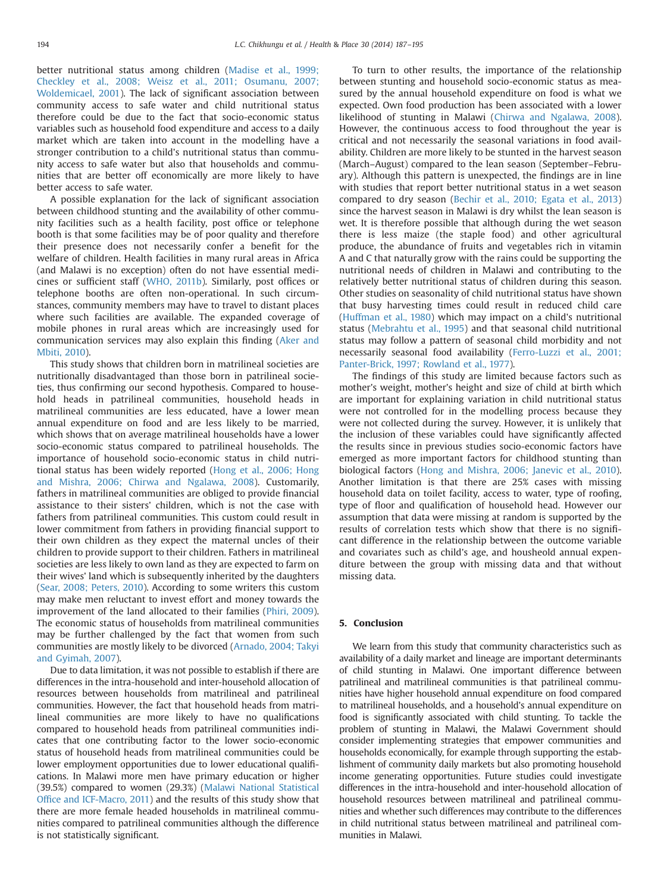better nutritional status among children (Madise et al., 1999; Checkley et al., 2008; Weisz et al., 2011; Osumanu, 2007; Woldemicael, 2001). The lack of significant association between community access to safe water and child nutritional status therefore could be due to the fact that socio-economic status variables such as household food expenditure and access to a daily market which are taken into account in the modelling have a stronger contribution to a child's nutritional status than community access to safe water but also that households and communities that are better off economically are more likely to have better access to safe water.

A possible explanation for the lack of significant association between childhood stunting and the availability of other community facilities such as a health facility, post office or telephone booth is that some facilities may be of poor quality and therefore their presence does not necessarily confer a benefit for the welfare of children. Health facilities in many rural areas in Africa (and Malawi is no exception) often do not have essential medicines or sufficient staff (WHO, 2011b). Similarly, post offices or telephone booths are often non-operational. In such circumstances, community members may have to travel to distant places where such facilities are available. The expanded coverage of mobile phones in rural areas which are increasingly used for communication services may also explain this finding (Aker and Mbiti, 2010).

This study shows that children born in matrilineal societies are nutritionally disadvantaged than those born in patrilineal societies, thus confirming our second hypothesis. Compared to household heads in patrilineal communities, household heads in matrilineal communities are less educated, have a lower mean annual expenditure on food and are less likely to be married, which shows that on average matrilineal households have a lower socio-economic status compared to patrilineal households. The importance of household socio-economic status in child nutritional status has been widely reported (Hong et al., 2006; Hong and Mishra, 2006; Chirwa and Ngalawa, 2008). Customarily, fathers in matrilineal communities are obliged to provide financial assistance to their sisters' children, which is not the case with fathers from patrilineal communities. This custom could result in lower commitment from fathers in providing financial support to their own children as they expect the maternal uncles of their children to provide support to their children. Fathers in matrilineal societies are less likely to own land as they are expected to farm on their wives' land which is subsequently inherited by the daughters (Sear, 2008; Peters, 2010). According to some writers this custom may make men reluctant to invest effort and money towards the improvement of the land allocated to their families (Phiri, 2009). The economic status of households from matrilineal communities may be further challenged by the fact that women from such communities are mostly likely to be divorced (Arnado, 2004; Takyi and Gyimah, 2007).

Due to data limitation, it was not possible to establish if there are differences in the intra-household and inter-household allocation of resources between households from matrilineal and patrilineal communities. However, the fact that household heads from matrilineal communities are more likely to have no qualifications compared to household heads from patrilineal communities indicates that one contributing factor to the lower socio-economic status of household heads from matrilineal communities could be lower employment opportunities due to lower educational qualifications. In Malawi more men have primary education or higher (39.5%) compared to women (29.3%) (Malawi National Statistical Office and ICF-Macro, 2011) and the results of this study show that there are more female headed households in matrilineal communities compared to patrilineal communities although the difference is not statistically significant.

To turn to other results, the importance of the relationship between stunting and household socio-economic status as measured by the annual household expenditure on food is what we expected. Own food production has been associated with a lower likelihood of stunting in Malawi (Chirwa and Ngalawa, 2008). However, the continuous access to food throughout the year is critical and not necessarily the seasonal variations in food availability. Children are more likely to be stunted in the harvest season (March–August) compared to the lean season (September–February). Although this pattern is unexpected, the findings are in line with studies that report better nutritional status in a wet season compared to dry season (Bechir et al., 2010; Egata et al., 2013) since the harvest season in Malawi is dry whilst the lean season is wet. It is therefore possible that although during the wet season there is less maize (the staple food) and other agricultural produce, the abundance of fruits and vegetables rich in vitamin A and C that naturally grow with the rains could be supporting the nutritional needs of children in Malawi and contributing to the relatively better nutritional status of children during this season. Other studies on seasonality of child nutritional status have shown that busy harvesting times could result in reduced child care (Huffman et al., 1980) which may impact on a child's nutritional status (Mebrahtu et al., 1995) and that seasonal child nutritional status may follow a pattern of seasonal child morbidity and not necessarily seasonal food availability (Ferro-Luzzi et al., 2001; Panter-Brick, 1997; Rowland et al., 1977).

The findings of this study are limited because factors such as mother's weight, mother's height and size of child at birth which are important for explaining variation in child nutritional status were not controlled for in the modelling process because they were not collected during the survey. However, it is unlikely that the inclusion of these variables could have significantly affected the results since in previous studies socio-economic factors have emerged as more important factors for childhood stunting than biological factors (Hong and Mishra, 2006; Janevic et al., 2010). Another limitation is that there are 25% cases with missing household data on toilet facility, access to water, type of roofing, type of floor and qualification of household head. However our assumption that data were missing at random is supported by the results of correlation tests which show that there is no significant difference in the relationship between the outcome variable and covariates such as child's age, and housheold annual expenditure between the group with missing data and that without missing data.

## 5. Conclusion

We learn from this study that community characteristics such as availability of a daily market and lineage are important determinants of child stunting in Malawi. One important difference between patrilineal and matrilineal communities is that patrilineal communities have higher household annual expenditure on food compared to matrilineal households, and a household's annual expenditure on food is significantly associated with child stunting. To tackle the problem of stunting in Malawi, the Malawi Government should consider implementing strategies that empower communities and households economically, for example through supporting the establishment of community daily markets but also promoting household income generating opportunities. Future studies could investigate differences in the intra-household and inter-household allocation of household resources between matrilineal and patrilineal communities and whether such differences may contribute to the differences in child nutritional status between matrilineal and patrilineal communities in Malawi.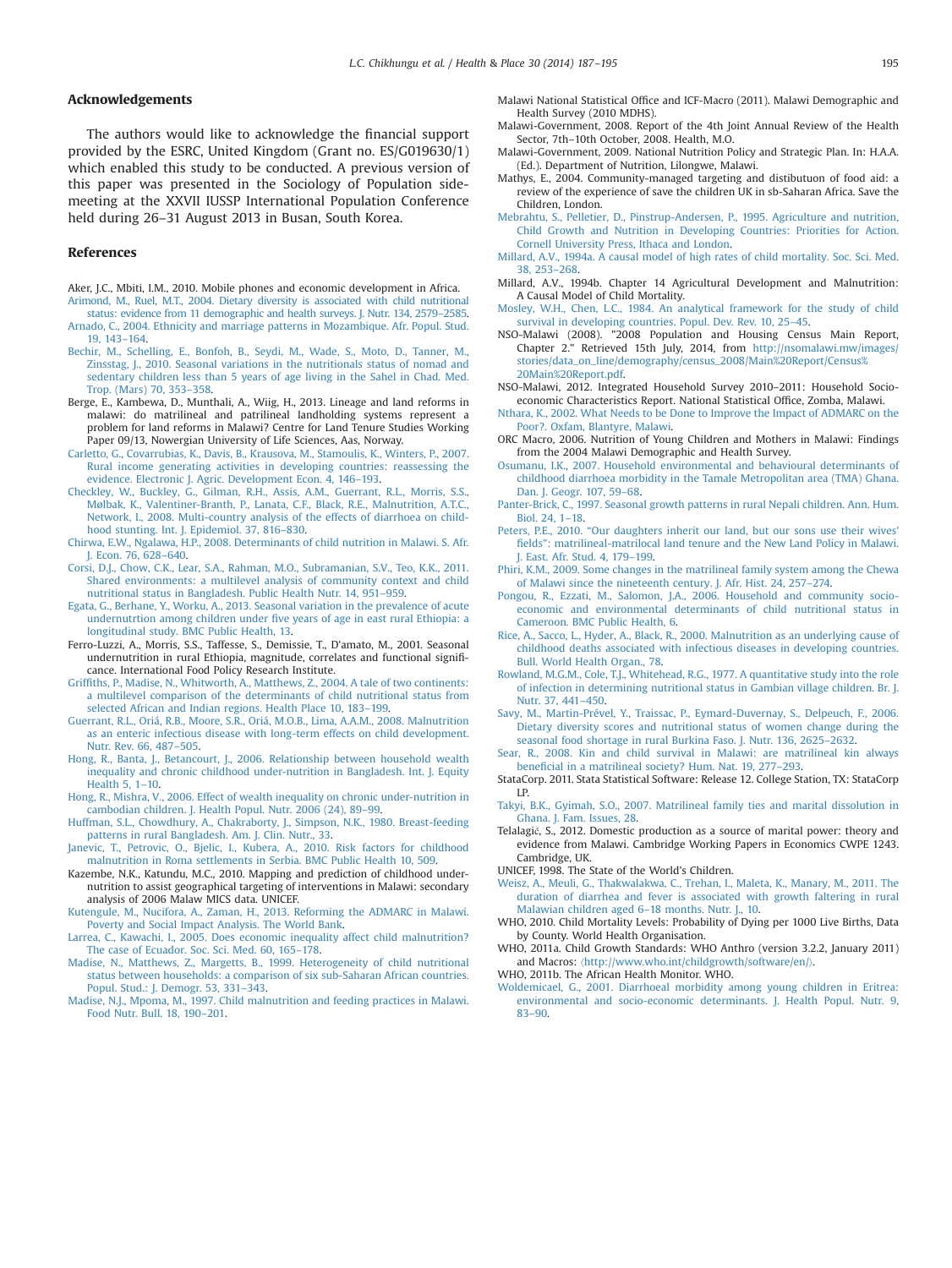## Acknowledgements

The authors would like to acknowledge the financial support provided by the ESRC, United Kingdom (Grant no. ES/G019630/1) which enabled this study to be conducted. A previous version of this paper was presented in the Sociology of Population side-meeting at the XXVII IUSSP International Population Conference held during 26–31 August 2013 in Busan, South Korea.

## References

Aker, J.C., Mbiti, I.M., 2010. Mobile phones and economic development in Africa.

Arimond, M., Ruel, M.T., 2004. Dietary diversity is associated with child nutritional status: evidence from 11 demographic and health surveys. J. Nutr. 134, 2579–2585.

Arnado, C., 2004. Ethnicity and marriage patterns in Mozambique. Afr. Popul. Stud. 19, 143–164.

Bechir, M., Schelling, E., Bonfoh, B., Seydi, M., Wade, S., Moto, D., Tanner, M., Zinsstag, J., 2010. Seasonal variations in the nutritionals status of nomad and sedentary children less than 5 years of age living in the Sahel in Chad. Med. Trop. (Mars) 70, 353–358.

Berge, E., Kambewa, D., Munthali, A., Wiig, H., 2013. Lineage and land reforms in malawi: do matrilineal and patrilineal landholding systems represent a problem for land reforms in Malawi? Centre for Land Tenure Studies Working Paper 09/13, Nowergian University of Life Sciences, Aas, Norway.

Carletto, G., Covarrubias, K., Davis, B., Krausova, M., Stamoulis, K., Winters, P., 2007. Rural income generating activities in developing countries: reassessing the evidence. Electronic J. Agric. Development Econ. 4, 146–193.

Checkley, W., Buckley, G., Gilman, R.H., Assis, A.M., Guerrant, R.L., Morris, S.S., Mølbak, K., Valentiner-Branth, P., Lanata, C.F., Black, R.E., Malnutrition, A.T.C., Network, I., 2008. Multi-country analysis of the effects of diarrhoea on childhood stunting. Int. J. Epidemiol. 37, 816–830.

Chirwa, E.W., Ngalawa, H.P., 2008. Determinants of child nutrition in Malawi. S. Afr. J. Econ. 76, 628–640.

Corsi, D.J., Chow, C.K., Lear, S.A., Rahman, M.O., Subramanian, S.V., Teo, K.K., 2011. Shared environments: a multilevel analysis of community context and child nutritional status in Bangladesh. Public Health Nutr. 14, 951–959.

Egata, G., Berhane, Y., Worku, A., 2013. Seasonal variation in the prevalence of acute undernutrtion among children under five years of age in east rural Ethiopia: a longitudinal study. BMC Public Health, 13.

Ferro-Luzzi, A., Morris, S.S., Taffesse, S., Demissie, T., D'amato, M., 2001. Seasonal undernutrition in rural Ethiopia, magnitude, correlates and functional significance. International Food Policy Research Institute.

Griffiths, P., Madise, N., Whitworth, A., Matthews, Z., 2004. A tale of two continents: a multilevel comparison of the determinants of child nutritional status from selected African and Indian regions. Health Place 10, 183–199.

Guerrant, R.L., Oriá, R.B., Moore, S.R., Oriá, M.O.B., Lima, A.A.M., 2008. Malnutrition as an enteric infectious disease with long-term effects on child development. Nutr. Rev. 66, 487–505.

Hong, R., Banta, J., Betancourt, J., 2006. Relationship between household wealth inequality and chronic childhood under-nutrition in Bangladesh. Int. J. Equity Health 5, 1–10.

Hong, R., Mishra, V., 2006. Effect of wealth inequality on chronic under-nutrition in cambodian children. J. Health Popul. Nutr. 2006 (24), 89–99.

Huffman, S.L., Chowdhury, A., Chakraborty, J., Simpson, N.K., 1980. Breast-feeding patterns in rural Bangladesh. Am. J. Clin. Nutr., 33.

Janevic, T., Petrovic, O., Bjelic, I., Kubera, A., 2010. Risk factors for childhood malnutrition in Roma settlements in Serbia. BMC Public Health 10, 509.

Kazembe, N.K., Katundu, M.C., 2010. Mapping and prediction of childhood undernutrition to assist geographical targeting of interventions in Malawi: secondary analysis of 2006 Malaw MICS data. UNICEF.

Kutengule, M., Nucifora, A., Zaman, H., 2013. Reforming the ADMARC in Malawi. Poverty and Social Impact Analysis. The World Bank.

Larrea, C., Kawachi, I., 2005. Does economic inequality affect child malnutrition? The case of Ecuador. Soc. Sci. Med. 60, 165–178.

Madise, N., Matthews, Z., Margetts, B., 1999. Heterogeneity of child nutritional status between households: a comparison of six sub-Saharan African countries. Popul. Stud.: J. Demogr. 53, 331–343.

Madise, N.J., Mpoma, M., 1997. Child malnutrition and feeding practices in Malawi. Food Nutr. Bull. 18, 190–201.

Malawi National Statistical Office and ICF-Macro (2011). Malawi Demographic and Health Survey (2010 MDHS).

Malawi-Government, 2008. Report of the 4th Joint Annual Review of the Health Sector, 7th–10th October, 2008. Health, M.O.

Malawi-Government, 2009. National Nutrition Policy and Strategic Plan. In: H.A.A. (Ed.). Department of Nutrition, Lilongwe, Malawi.

Mathys, E., 2004. Community-managed targeting and distibutuon of food aid: a review of the experience of save the children UK in sb-Saharan Africa. Save the Children, London.

Mebrahtu, S., Pelletier, D., Pinstrup-Andersen, P., 1995. Agriculture and nutrition, Child Growth and Nutrition in Developing Countries: Priorities for Action. Cornell University Press, Ithaca and London.

Millard, A.V., 1994a. A causal model of high rates of child mortality. Soc. Sci. Med. 38, 253–268.

Millard, A.V., 1994b. Chapter 14 Agricultural Development and Malnutrition: A Causal Model of Child Mortality.

Mosley, W.H., Chen, L.C., 1984. An analytical framework for the study of child survival in developing countries. Popul. Dev. Rev. 10, 25–45.

NSO-Malawi (2008). "2008 Population and Housing Census Main Report, Chapter 2." Retrieved 15th July, 2014, from http://nsomalawi.mw/images/stories/data_on_line/demography/census_2008/Main%20Report/Census%20Main%20Report.pdf.

NSO-Malawi, 2012. Integrated Household Survey 2010–2011: Household Socio-economic Characteristics Report. National Statistical Office, Zomba, Malawi.

Nthara, K., 2002. What Needs to be Done to Improve the Impact of ADMARC on the Poor?. Oxfam, Blantyre, Malawi.

ORC Macro, 2006. Nutrition of Young Children and Mothers in Malawi: Findings from the 2004 Malawi Demographic and Health Survey.

Osumanu, I.K., 2007. Household environmental and behavioural determinants of childhood diarrhoea morbidity in the Tamale Metropolitan area (TMA) Ghana. Dan. J. Geogr. 107, 59–68.

Panter-Brick, C., 1997. Seasonal growth patterns in rural Nepali children. Ann. Hum. Biol. 24, 1–18.

Peters, P.E., 2010. "Our daughters inherit our land, but our sons use their wives' fields": matrilineal-matrilocal land tenure and the New Land Policy in Malawi. J. East. Afr. Stud. 4, 179–199.

Phiri, K.M., 2009. Some changes in the matrilineal family system among the Chewa of Malawi since the nineteenth century. J. Afr. Hist. 24, 257–274.

Pongou, R., Ezzati, M., Salomon, J.A., 2006. Household and community socio-economic and environmental determinants of child nutritional status in Cameroon. BMC Public Health, 6.

Rice, A., Sacco, L., Hyder, A., Black, R., 2000. Malnutrition as an underlying cause of childhood deaths associated with infectious diseases in developing countries. Bull. World Health Organ., 78.

Rowland, M.G.M., Cole, T.J., Whitehead, R.G., 1977. A quantitative study into the role of infection in determining nutritional status in Gambian village children. Br. J. Nutr. 37, 441–450.

Savy, M., Martin-Prével, Y., Traissac, P., Eymard-Duvernay, S., Delpeuch, F., 2006. Dietary diversity scores and nutritional status of women change during the seasonal food shortage in rural Burkina Faso. J. Nutr. 136, 2625–2632.

Sear, R., 2008. Kin and child survival in Malawi: are matrilineal kin always beneficial in a matrilineal society? Hum. Nat. 19, 277–293.

StataCorp. 2011. Stata Statistical Software: Release 12. College Station, TX: StataCorp LP.

Takyi, B.K., Gyimah, S.O., 2007. Matrilineal family ties and marital dissolution in Ghana. J. Fam. Issues, 28.

Telalagić, S., 2012. Domestic production as a source of marital power: theory and evidence from Malawi. Cambridge Working Papers in Economics CWPE 1243. Cambridge, UK.

UNICEF, 1998. The State of the World's Children.

Weisz, A., Meuli, G., Thakwalakwa, C., Trehan, I., Maleta, K., Manary, M., 2011. The duration of diarrhea and fever is associated with growth faltering in rural Malawian children aged 6–18 months. Nutr. J., 10.

WHO, 2010. Child Mortality Levels: Probability of Dying per 1000 Live Births, Data by County. World Health Organisation.

WHO, 2011a. Child Growth Standards: WHO Anthro (version 3.2.2, January 2011) and Macros: ⟨http://www.who.int/childgrowth/software/en/⟩.

WHO, 2011b. The African Health Monitor. WHO.

Woldemicael, G., 2001. Diarrhoeal morbidity among young children in Eritrea: environmental and socio-economic determinants. J. Health Popul. Nutr. 9, 83–90.